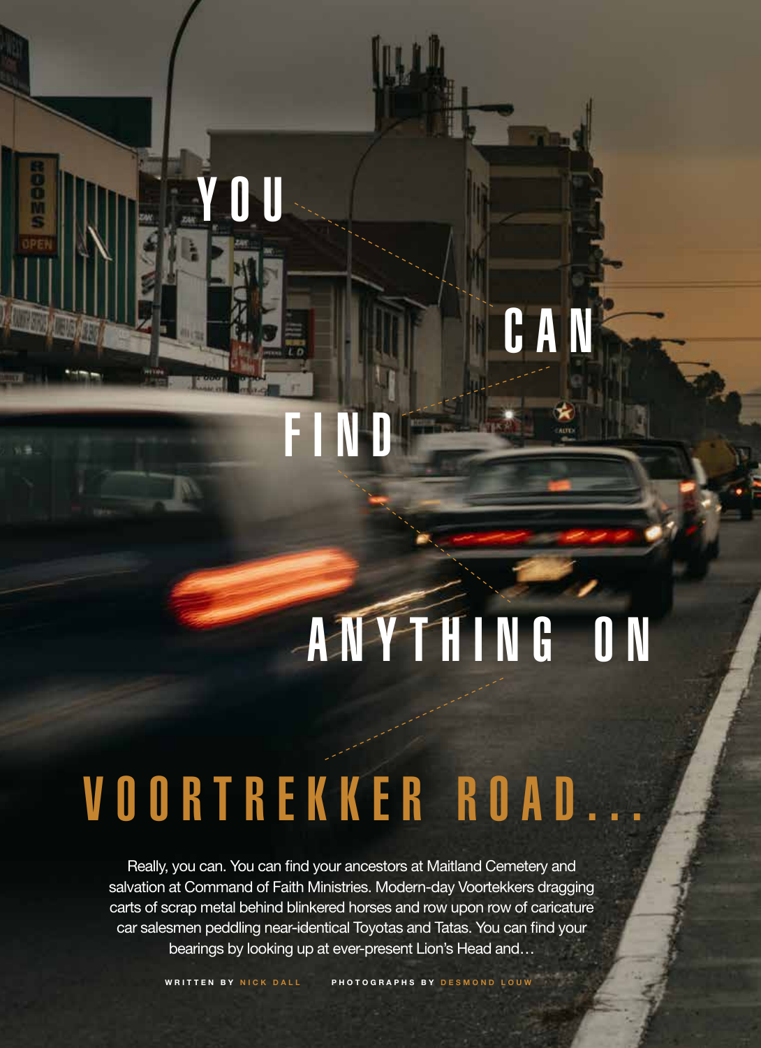# YOU CAN FIND ANYTHING ON VOORTREKKER ROAD...

Really, you can. You can find your ancestors at Maitland Cemetery and salvation at Command of Faith Ministries. Modern-day Voortekkers dragging carts of scrap metal behind blinkered horses and row upon row of caricature car salesmen peddling near-identical Toyotas and Tatas. You can find your bearings by looking up at ever-present Lion's Head and…

WRITTEN BY NICK DALL    PHOTOGRAPHS BY DESMOND LOUW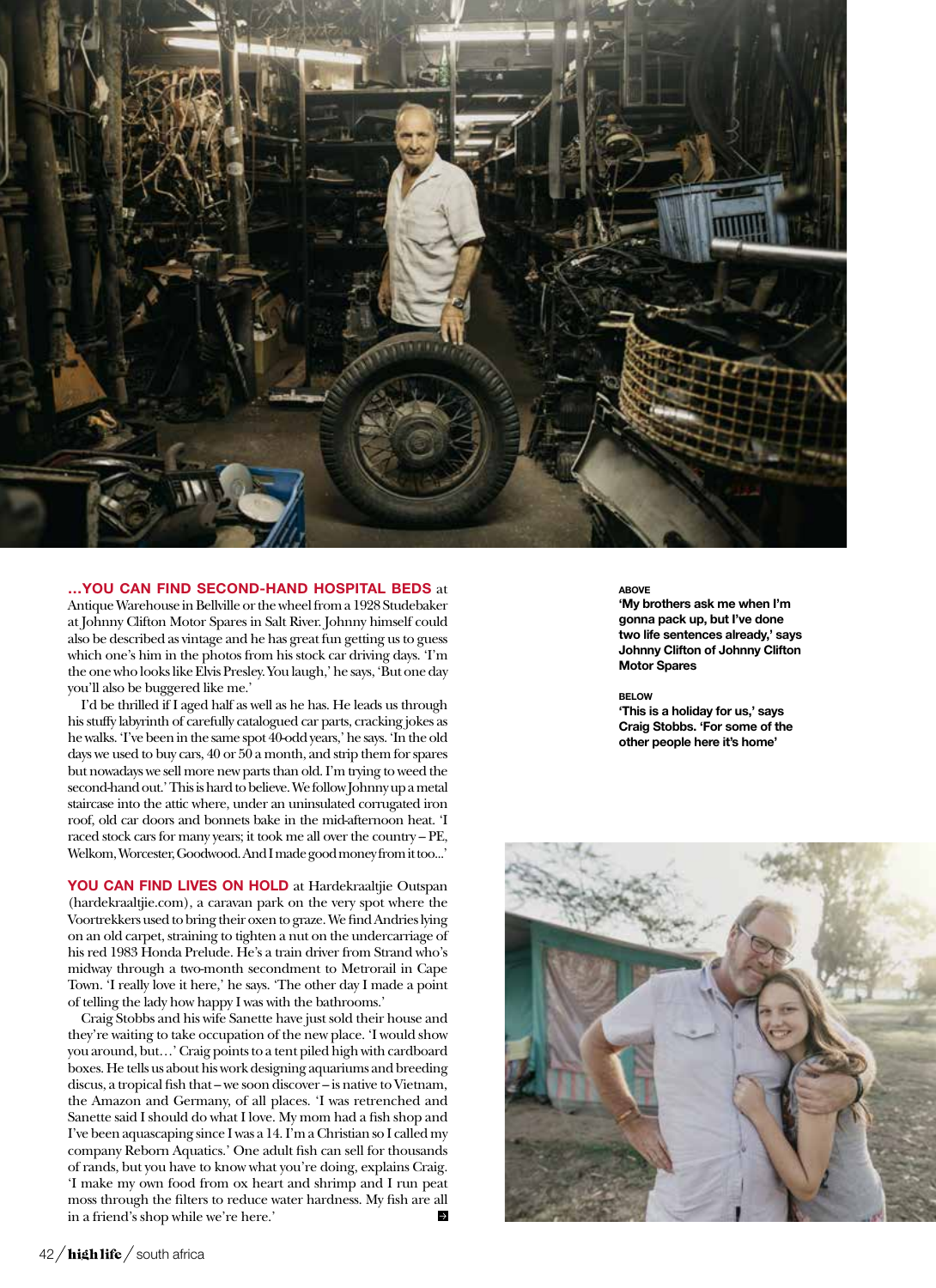**...YOU CAN FIND SECOND-HAND HOSPITAL BEDS** at Antique Warehouse in Bellville or the wheel from a 1928 Studebaker at Johnny Clifton Motor Spares in Salt River. Johnny himself could also be described as vintage and he has great fun getting us to guess which one's him in the photos from his stock car driving days. 'I'm the one who looks like Elvis Presley. You laugh,' he says, 'But one day you'll also be buggered like me.'

I'd be thrilled if I aged half as well as he has. He leads us through his stuffy labyrinth of carefully catalogued car parts, cracking jokes as he walks. 'I've been in the same spot 40-odd years,' he says. 'In the old days we used to buy cars, 40 or 50 a month, and strip them for spares but nowadays we sell more new parts than old. I'm trying to weed the second-hand out.' This is hard to believe. We follow Johnny up a metal staircase into the attic where, under an uninsulated corrugated iron roof, old car doors and bonnets bake in the mid-afternoon heat. 'I raced stock cars for many years; it took me all over the country – PE, Welkom, Worcester, Goodwood. And I made good money from it too...'

**YOU CAN FIND LIVES ON HOLD** at Hardekraaltjie Outspan (hardekraaltjie.com), a caravan park on the very spot where the Voortrekkers used to bring their oxen to graze. We find Andries lying on an old carpet, straining to tighten a nut on the undercarriage of his red 1983 Honda Prelude. He's a train driver from Strand who's midway through a two-month secondment to Metrorail in Cape Town. 'I really love it here,' he says. 'The other day I made a point of telling the lady how happy I was with the bathrooms.'

Craig Stobbs and his wife Sanette have just sold their house and they're waiting to take occupation of the new place. 'I would show you around, but…' Craig points to a tent piled high with cardboard boxes. He tells us about his work designing aquariums and breeding discus, a tropical fish that – we soon discover – is native to Vietnam, the Amazon and Germany, of all places. 'I was retrenched and Sanette said I should do what I love. My mom had a fish shop and I've been aquascaping since I was a 14. I'm a Christian so I called my company Reborn Aquatics.' One adult fish can sell for thousands of rands, but you have to know what you're doing, explains Craig. 'I make my own food from ox heart and shrimp and I run peat moss through the filters to reduce water hardness. My fish are all in a friend's shop while we're here.'

**ABOVE**
**'My brothers ask me when I'm gonna pack up, but I've done two life sentences already,' says Johnny Clifton of Johnny Clifton Motor Spares**

**BELOW**
**'This is a holiday for us,' says Craig Stobbs. 'For some of the other people here it's home'**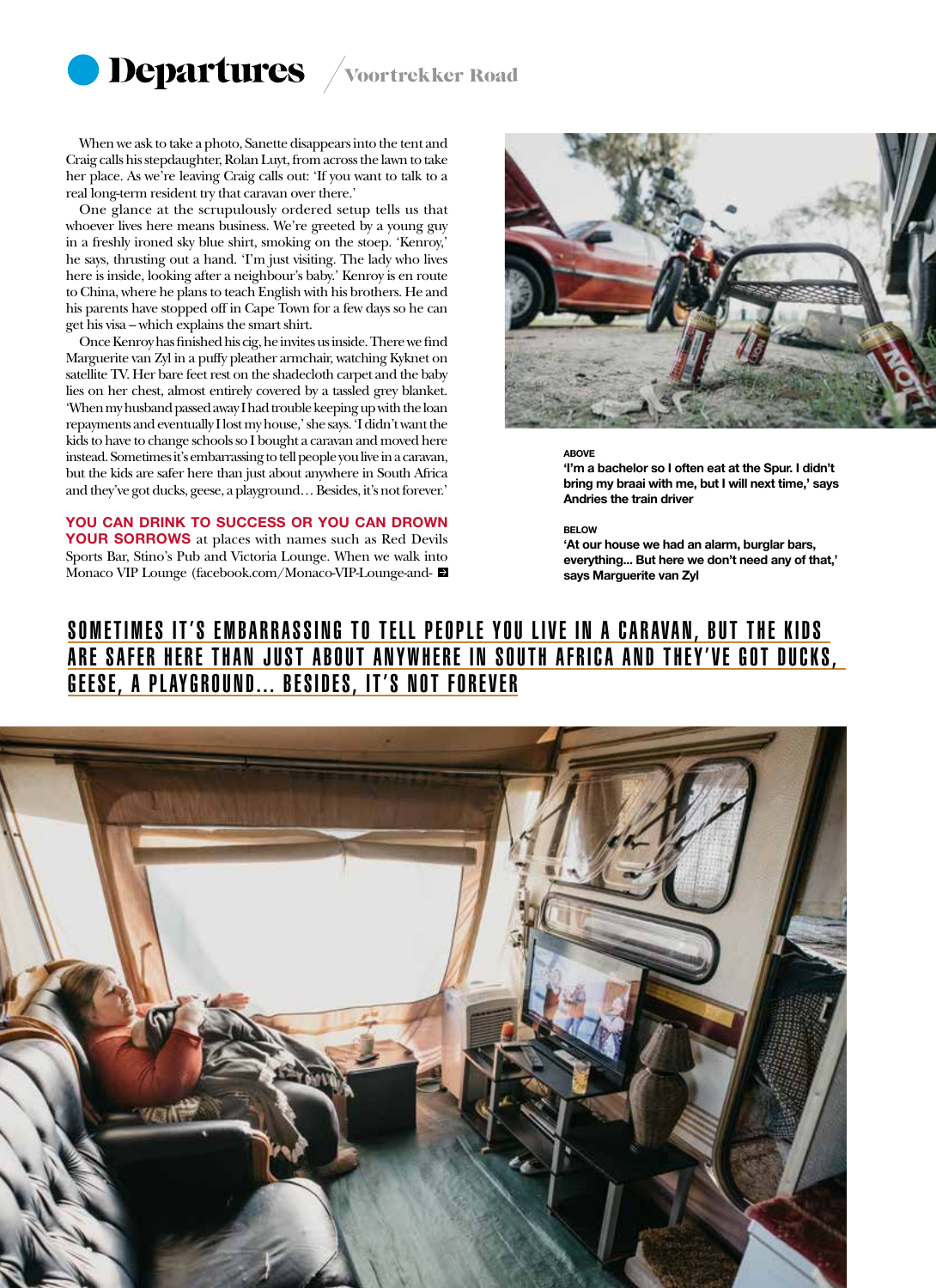When we ask to take a photo, Sanette disappears into the tent and Craig calls his stepdaughter, Rolan Luyt, from across the lawn to take her place. As we're leaving Craig calls out: 'If you want to talk to a real long-term resident try that caravan over there.'

One glance at the scrupulously ordered setup tells us that whoever lives here means business. We're greeted by a young guy in a freshly ironed sky blue shirt, smoking on the stoep. 'Kenroy,' he says, thrusting out a hand. 'I'm just visiting. The lady who lives here is inside, looking after a neighbour's baby.' Kenroy is en route to China, where he plans to teach English with his brothers. He and his parents have stopped off in Cape Town for a few days so he can get his visa – which explains the smart shirt.

Once Kenroy has finished his cig, he invites us inside. There we find Marguerite van Zyl in a puffy pleather armchair, watching Kyknet on satellite TV. Her bare feet rest on the shadecloth carpet and the baby lies on her chest, almost entirely covered by a tassled grey blanket. 'When my husband passed away I had trouble keeping up with the loan repayments and eventually I lost my house,' she says. 'I didn't want the kids to have to change schools so I bought a caravan and moved here instead. Sometimes it's embarrassing to tell people you live in a caravan, but the kids are safer here than just about anywhere in South Africa and they've got ducks, geese, a playground… Besides, it's not forever.'

**YOU CAN DRINK TO SUCCESS OR YOU CAN DROWN YOUR SORROWS** at places with names such as Red Devils Sports Bar, Stino's Pub and Victoria Lounge. When we walk into Monaco VIP Lounge (facebook.com/Monaco-VIP-Lounge-and-

**ABOVE**
**'I'm a bachelor so I often eat at the Spur. I didn't bring my braai with me, but I will next time,' says Andries the train driver**

**BELOW**
**'At our house we had an alarm, burglar bars, everything... But here we don't need any of that,' says Marguerite van Zyl**

## SOMETIMES IT'S EMBARRASSING TO TELL PEOPLE YOU LIVE IN A CARAVAN, BUT THE KIDS ARE SAFER HERE THAN JUST ABOUT ANYWHERE IN SOUTH AFRICA AND THEY'VE GOT DUCKS, GEESE, A PLAYGROUND... BESIDES, IT'S NOT FOREVER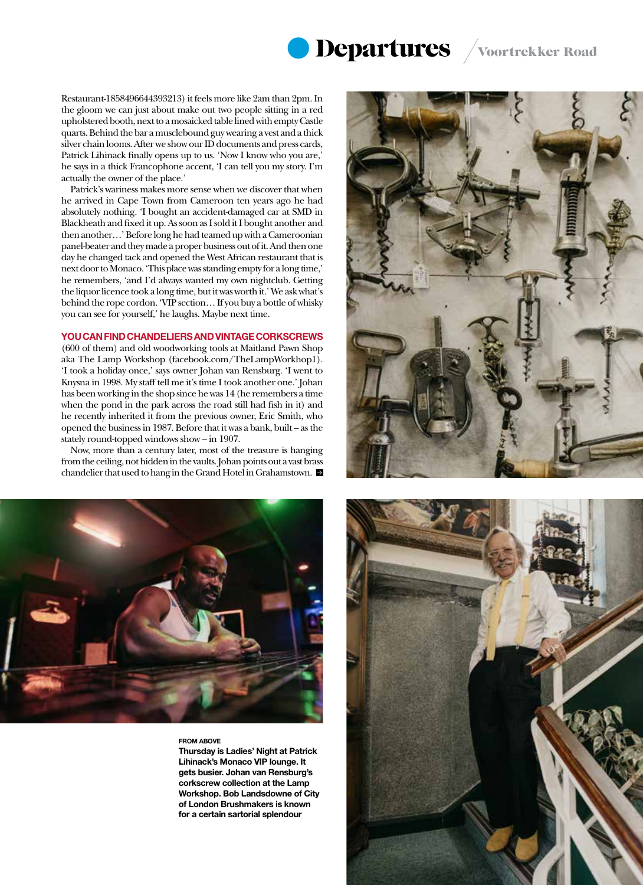Restaurant-1858496644393213) it feels more like 2am than 2pm. In the gloom we can just about make out two people sitting in a red upholstered booth, next to a mosaicked table lined with empty Castle quarts. Behind the bar a musclebound guy wearing a vest and a thick silver chain looms. After we show our ID documents and press cards, Patrick Lihinack finally opens up to us. 'Now I know who you are,' he says in a thick Francophone accent, 'I can tell you my story. I'm actually the owner of the place.'

Patrick's wariness makes more sense when we discover that when he arrived in Cape Town from Cameroon ten years ago he had absolutely nothing. 'I bought an accident-damaged car at SMD in Blackheath and fixed it up. As soon as I sold it I bought another and then another…' Before long he had teamed up with a Cameroonian panel-beater and they made a proper business out of it. And then one day he changed tack and opened the West African restaurant that is next door to Monaco. 'This place was standing empty for a long time,' he remembers, 'and I'd always wanted my own nightclub. Getting the liquor licence took a long time, but it was worth it.' We ask what's behind the rope cordon. 'VIP section… If you buy a bottle of whisky you can see for yourself,' he laughs. Maybe next time.

**YOU CAN FIND CHANDELIERS AND VINTAGE CORKSCREWS** (600 of them) and old woodworking tools at Maitland Pawn Shop aka The Lamp Workshop (facebook.com/TheLampWorkhop1). 'I took a holiday once,' says owner Johan van Rensburg. 'I went to Knysna in 1998. My staff tell me it's time I took another one.' Johan has been working in the shop since he was 14 (he remembers a time when the pond in the park across the road still had fish in it) and he recently inherited it from the previous owner, Eric Smith, who opened the business in 1987. Before that it was a bank, built – as the stately round-topped windows show – in 1907.

Now, more than a century later, most of the treasure is hanging from the ceiling, not hidden in the vaults. Johan points out a vast brass chandelier that used to hang in the Grand Hotel in Grahamstown.

**FROM ABOVE**
**Thursday is Ladies' Night at Patrick Lihinack's Monaco VIP lounge. It gets busier. Johan van Rensburg's corkscrew collection at the Lamp Workshop. Bob Landsdowne of City of London Brushmakers is known for a certain sartorial splendour**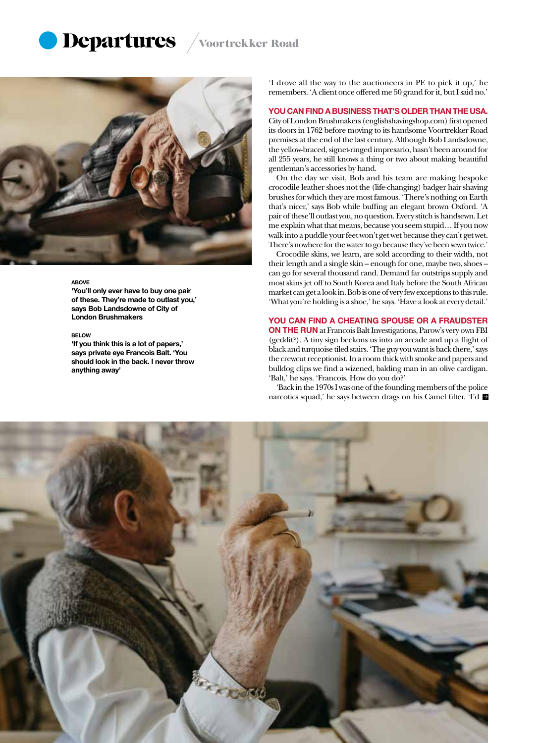# Departures

## Voortrekker Road

ABOVE

**'You'll only ever have to buy one pair of these. They're made to outlast you,' says Bob Landsdowne of City of London Brushmakers**

BELOW

**'If you think this is a lot of papers,' says private eye Francois Balt. 'You should look in the back. I never throw anything away'**

'I drove all the way to the auctioneers in PE to pick it up,' he remembers. 'A client once offered me 50 grand for it, but I said no.'

**YOU CAN FIND A BUSINESS THAT'S OLDER THAN THE USA.** City of London Brushmakers (englishshavingshop.com) first opened its doors in 1762 before moving to its handsome Voortrekker Road premises at the end of the last century. Although Bob Landsdowne, the yellow-braced, signet-ringed impresario, hasn't been around for all 255 years, he still knows a thing or two about making beautiful gentleman's accessories by hand.

On the day we visit, Bob and his team are making bespoke crocodile leather shoes not the (life-changing) badger hair shaving brushes for which they are most famous. 'There's nothing on Earth that's nicer,' says Bob while buffing an elegant brown Oxford. 'A pair of these'll outlast you, no question. Every stitch is handsewn. Let me explain what that means, because you seem stupid… If you now walk into a puddle your feet won't get wet because they can't get wet. There's nowhere for the water to go because they've been sewn twice.'

Crocodile skins, we learn, are sold according to their width, not their length and a single skin – enough for one, maybe two, shoes – can go for several thousand rand. Demand far outstrips supply and most skins jet off to South Korea and Italy before the South African market can get a look in. Bob is one of very few exceptions to this rule. 'What you're holding is a shoe,' he says. 'Have a look at every detail.'

**YOU CAN FIND A CHEATING SPOUSE OR A FRAUDSTER ON THE RUN** at Francois Balt Investigations, Parow's very own FBI (geddit?). A tiny sign beckons us into an arcade and up a flight of black and turquoise tiled stairs. 'The guy you want is back there,' says the crewcut receptionist. In a room thick with smoke and papers and bulldog clips we find a wizened, balding man in an olive cardigan. 'Balt,' he says. 'Francois. How do you do?'

'Back in the 1970s I was one of the founding members of the police narcotics squad,' he says between drags on his Camel filter. 'I'd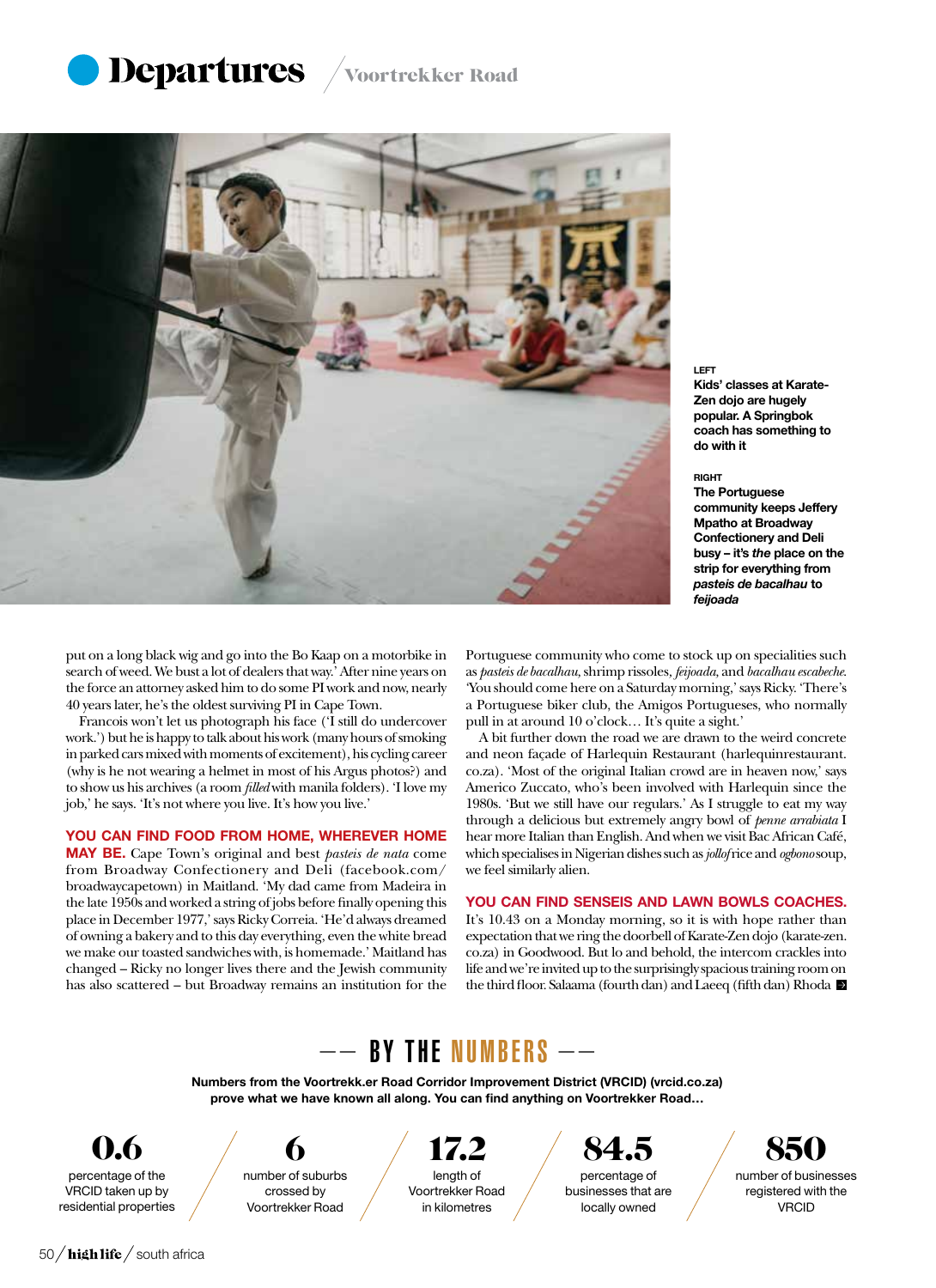# Departures / Voortrekker Road

LEFT
**Kids' classes at Karate-Zen dojo are hugely popular. A Springbok coach has something to do with it**

RIGHT
**The Portuguese community keeps Jeffery Mpatho at Broadway Confectionery and Deli busy – it's *the* place on the strip for everything from *pasteis de bacalhau* to *feijoada***

put on a long black wig and go into the Bo Kaap on a motorbike in search of weed. We bust a lot of dealers that way.' After nine years on the force an attorney asked him to do some PI work and now, nearly 40 years later, he's the oldest surviving PI in Cape Town.

Francois won't let us photograph his face ('I still do undercover work.') but he is happy to talk about his work (many hours of smoking in parked cars mixed with moments of excitement), his cycling career (why is he not wearing a helmet in most of his Argus photos?) and to show us his archives (a room *filled* with manila folders). 'I love my job,' he says. 'It's not where you live. It's how you live.'

**YOU CAN FIND FOOD FROM HOME, WHEREVER HOME MAY BE.** Cape Town's original and best *pasteis de nata* come from Broadway Confectionery and Deli (facebook.com/broadwaycapetown) in Maitland. 'My dad came from Madeira in the late 1950s and worked a string of jobs before finally opening this place in December 1977,' says Ricky Correia. 'He'd always dreamed of owning a bakery and to this day everything, even the white bread we make our toasted sandwiches with, is homemade.' Maitland has changed – Ricky no longer lives there and the Jewish community has also scattered – but Broadway remains an institution for the Portuguese community who come to stock up on specialities such as *pasteis de bacalhau*, shrimp rissoles, *feijoada*, and *bacalhau escabeche*. 'You should come here on a Saturday morning,' says Ricky. 'There's a Portuguese biker club, the Amigos Portugueses, who normally pull in at around 10 o'clock… It's quite a sight.'

A bit further down the road we are drawn to the weird concrete and neon façade of Harlequin Restaurant (harlequinrestaurant.co.za). 'Most of the original Italian crowd are in heaven now,' says Americo Zuccato, who's been involved with Harlequin since the 1980s. 'But we still have our regulars.' As I struggle to eat my way through a delicious but extremely angry bowl of *penne arrabiata* I hear more Italian than English. And when we visit Bac African Café, which specialises in Nigerian dishes such as *jollof* rice and *ogbono* soup, we feel similarly alien.

**YOU CAN FIND SENSEIS AND LAWN BOWLS COACHES.** It's 10.43 on a Monday morning, so it is with hope rather than expectation that we ring the doorbell of Karate-Zen dojo (karate-zen.co.za) in Goodwood. But lo and behold, the intercom crackles into life and we're invited up to the surprisingly spacious training room on the third floor. Salaama (fourth dan) and Laeeq (fifth dan) Rhoda

## — BY THE NUMBERS —

**Numbers from the Voortrekk.er Road Corridor Improvement District (VRCID) (vrcid.co.za) prove what we have known all along. You can find anything on Voortrekker Road…**

**0.6** percentage of the VRCID taken up by residential properties

**6** number of suburbs crossed by Voortrekker Road

**17.2** length of Voortrekker Road in kilometres

**84.5** percentage of businesses that are locally owned

**850** number of businesses registered with the VRCID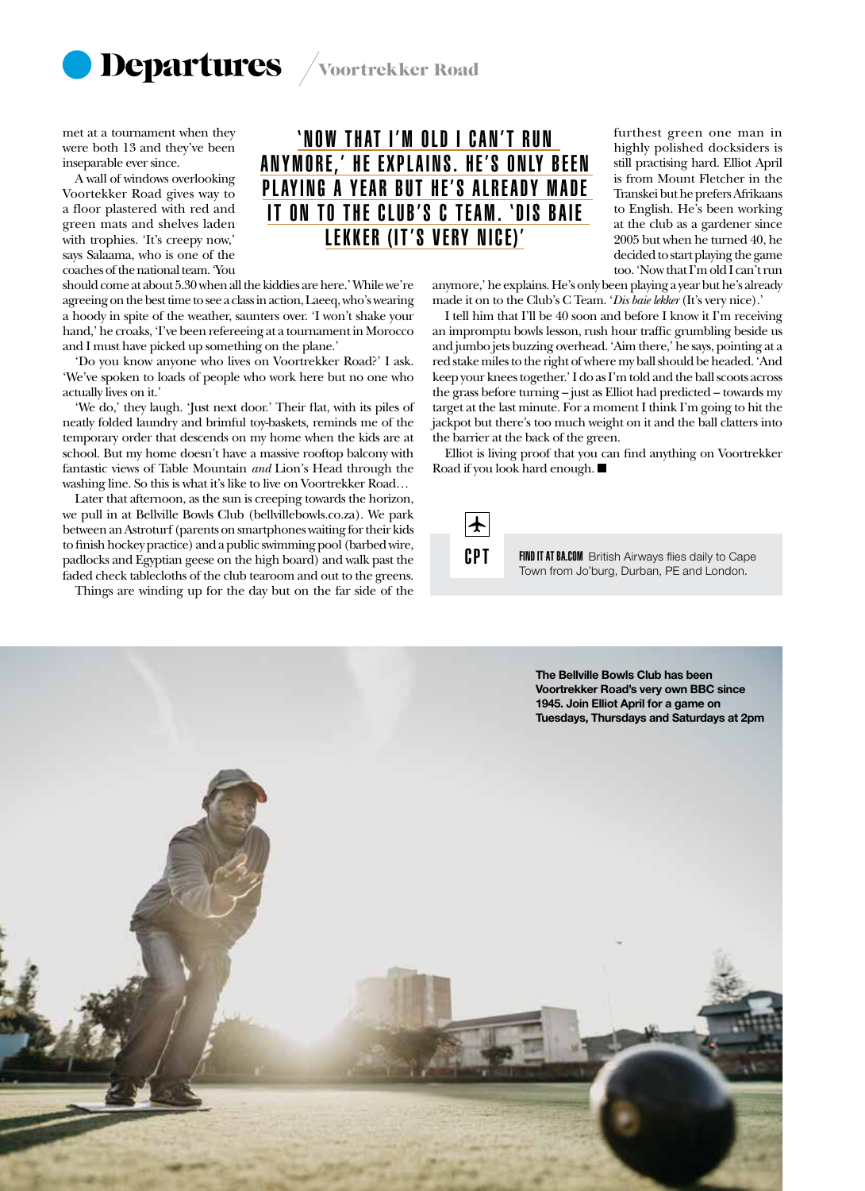met at a tournament when they were both 13 and they've been inseparable ever since.

A wall of windows overlooking Voortekker Road gives way to a floor plastered with red and green mats and shelves laden with trophies. 'It's creepy now,' says Salaama, who is one of the coaches of the national team. 'You should come at about 5.30 when all the kiddies are here.' While we're agreeing on the best time to see a class in action, Laeeq, who's wearing a hoody in spite of the weather, saunters over. 'I won't shake your hand,' he croaks, 'I've been refereeing at a tournament in Morocco and I must have picked up something on the plane.'

'Do you know anyone who lives on Voortrekker Road?' I ask. 'We've spoken to loads of people who work here but no one who actually lives on it.'

'We do,' they laugh. 'Just next door.' Their flat, with its piles of neatly folded laundry and brimful toy-baskets, reminds me of the temporary order that descends on my home when the kids are at school. But my home doesn't have a massive rooftop balcony with fantastic views of Table Mountain *and* Lion's Head through the washing line. So this is what it's like to live on Voortrekker Road…

Later that afternoon, as the sun is creeping towards the horizon, we pull in at Bellville Bowls Club (bellvillebowls.co.za). We park between an Astroturf (parents on smartphones waiting for their kids to finish hockey practice) and a public swimming pool (barbed wire, padlocks and Egyptian geese on the high board) and walk past the faded check tablecloths of the club tearoom and out to the greens.

Things are winding up for the day but on the far side of the furthest green one man in highly polished docksiders is still practising hard. Elliot April is from Mount Fletcher in the Transkei but he prefers Afrikaans to English. He's been working at the club as a gardener since 2005 but when he turned 40, he decided to start playing the game too. 'Now that I'm old I can't run anymore,' he explains. He's only been playing a year but he's already made it on to the Club's C Team. '*Dis baie lekker* (It's very nice).'

**'NOW THAT I'M OLD I CAN'T RUN ANYMORE,' HE EXPLAINS. HE'S ONLY BEEN PLAYING A YEAR BUT HE'S ALREADY MADE IT ON TO THE CLUB'S C TEAM. 'DIS BAIE LEKKER (IT'S VERY NICE)'**

I tell him that I'll be 40 soon and before I know it I'm receiving an impromptu bowls lesson, rush hour traffic grumbling beside us and jumbo jets buzzing overhead. 'Aim there,' he says, pointing at a red stake miles to the right of where my ball should be headed. 'And keep your knees together.' I do as I'm told and the ball scoots across the grass before turning – just as Elliot had predicted – towards my target at the last minute. For a moment I think I'm going to hit the jackpot but there's too much weight on it and the ball clatters into the barrier at the back of the green.

Elliot is living proof that you can find anything on Voortrekker Road if you look hard enough. ■

CPT

**FIND IT AT BA.COM** British Airways flies daily to Cape Town from Jo'burg, Durban, PE and London.

**The Bellville Bowls Club has been Voortrekker Road's very own BBC since 1945. Join Elliot April for a game on Tuesdays, Thursdays and Saturdays at 2pm**